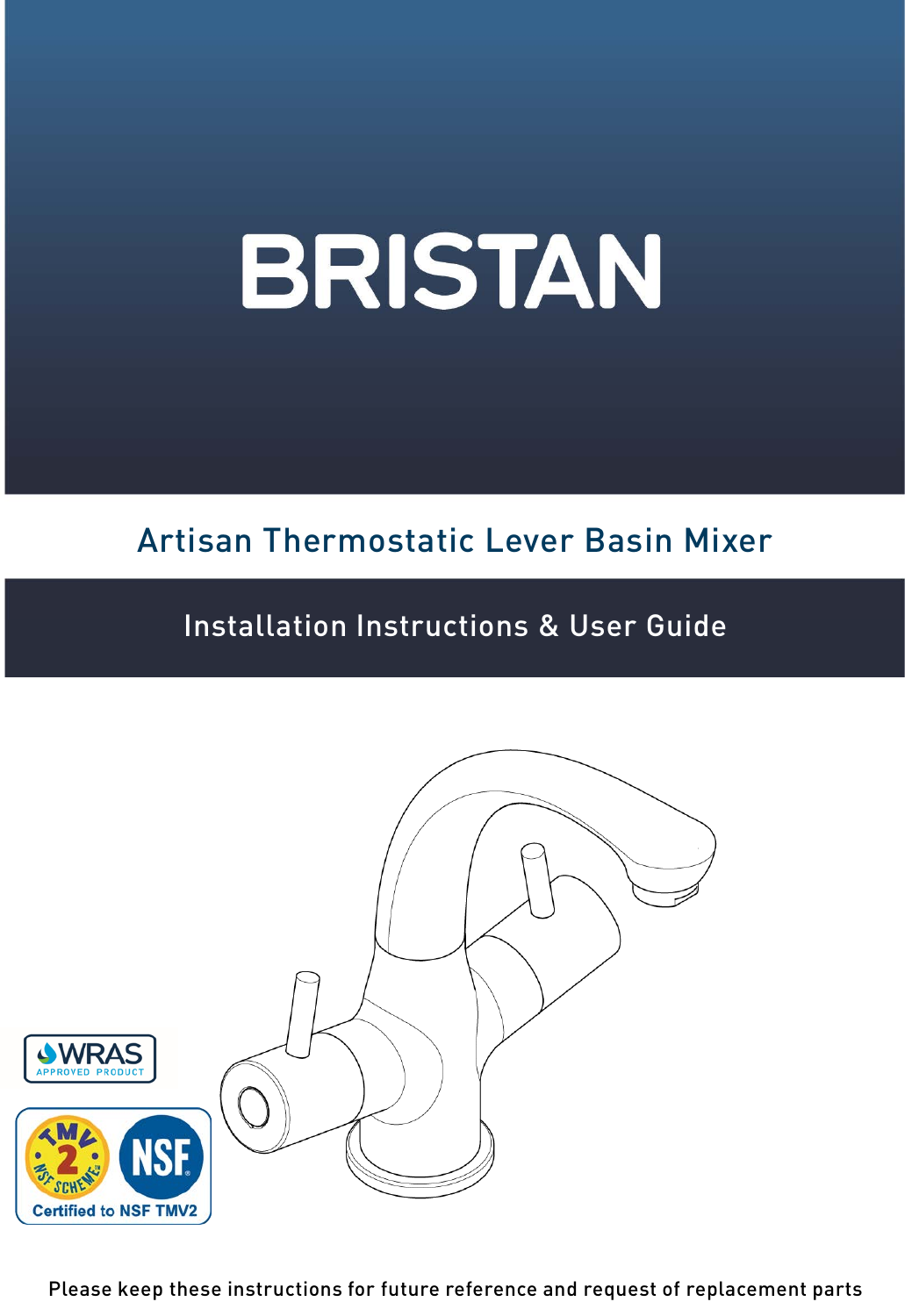# BRISTAN

## Artisan Thermostatic Lever Basin Mixer

## Installation Instructions & User Guide

WRAS APPROVED PRODUCT

Certified to NSF TMV2

Please keep these instructions for future reference and request of replacement parts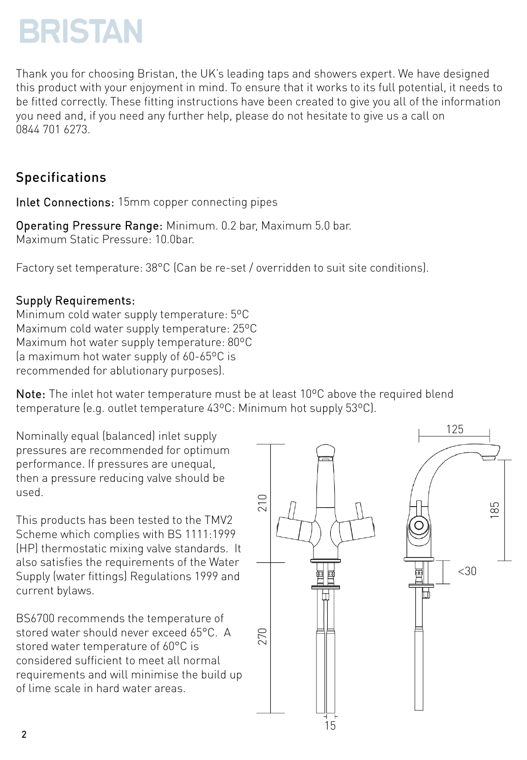BRISTAN

Thank you for choosing Bristan, the UK's leading taps and showers expert. We have designed this product with your enjoyment in mind. To ensure that it works to its full potential, it needs to be fitted correctly. These fitting instructions have been created to give you all of the information you need and, if you need any further help, please do not hesitate to give us a call on 0844 701 6273.

## Specifications

Inlet Connections: 15mm copper connecting pipes

Operating Pressure Range: Minimum. 0.2 bar, Maximum 5.0 bar.
Maximum Static Pressure: 10.0bar.

Factory set temperature: 38°C (Can be re-set / overridden to suit site conditions).

Supply Requirements:
Minimum cold water supply temperature: 5ºC
Maximum cold water supply temperature: 25ºC
Maximum hot water supply temperature: 80ºC
(a maximum hot water supply of 60-65ºC is recommended for ablutionary purposes).

Note: The inlet hot water temperature must be at least 10ºC above the required blend temperature (e.g. outlet temperature 43ºC: Minimum hot supply 53ºC).

Nominally equal (balanced) inlet supply pressures are recommended for optimum performance. If pressures are unequal, then a pressure reducing valve should be used.

This products has been tested to the TMV2 Scheme which complies with BS 1111:1999 (HP) thermostatic mixing valve standards. It also satisfies the requirements of the Water Supply (water fittings) Regulations 1999 and current bylaws.

BS6700 recommends the temperature of stored water should never exceed 65°C. A stored water temperature of 60°C is considered sufficient to meet all normal requirements and will minimise the build up of lime scale in hard water areas.

210
270
15
125
185
<30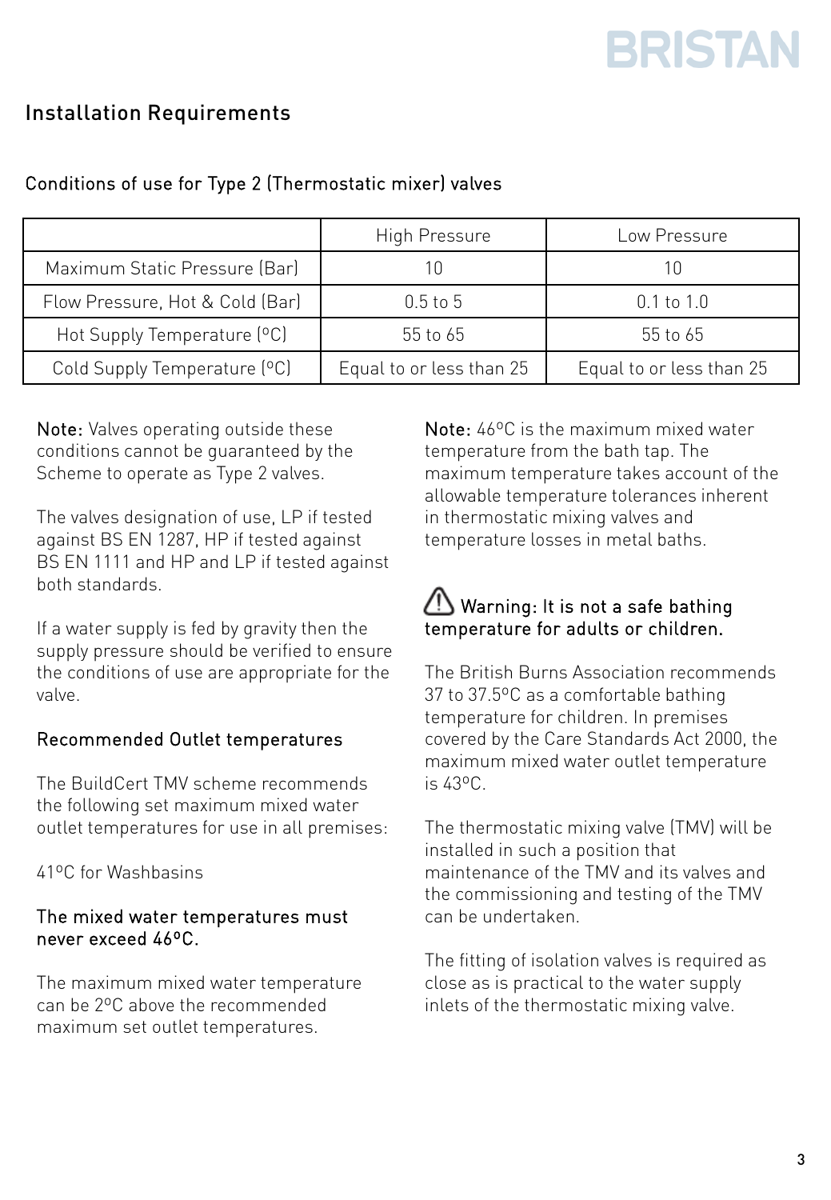## Installation Requirements

### Conditions of use for Type 2 (Thermostatic mixer) valves

| | High Pressure | Low Pressure |
|---|---|---|
| Maximum Static Pressure (Bar) | 10 | 10 |
| Flow Pressure, Hot & Cold (Bar) | 0.5 to 5 | 0.1 to 1.0 |
| Hot Supply Temperature (ºC) | 55 to 65 | 55 to 65 |
| Cold Supply Temperature (ºC) | Equal to or less than 25 | Equal to or less than 25 |

**Note:** Valves operating outside these conditions cannot be guaranteed by the Scheme to operate as Type 2 valves.

The valves designation of use, LP if tested against BS EN 1287, HP if tested against BS EN 1111 and HP and LP if tested against both standards.

If a water supply is fed by gravity then the supply pressure should be verified to ensure the conditions of use are appropriate for the valve.

### Recommended Outlet temperatures

The BuildCert TMV scheme recommends the following set maximum mixed water outlet temperatures for use in all premises:

41ºC for Washbasins

**The mixed water temperatures must never exceed 46ºC.**

The maximum mixed water temperature can be 2ºC above the recommended maximum set outlet temperatures.

**Note:** 46ºC is the maximum mixed water temperature from the bath tap. The maximum temperature takes account of the allowable temperature tolerances inherent in thermostatic mixing valves and temperature losses in metal baths.

**⚠ Warning: It is not a safe bathing temperature for adults or children.**

The British Burns Association recommends 37 to 37.5ºC as a comfortable bathing temperature for children. In premises covered by the Care Standards Act 2000, the maximum mixed water outlet temperature is 43ºC.

The thermostatic mixing valve (TMV) will be installed in such a position that maintenance of the TMV and its valves and the commissioning and testing of the TMV can be undertaken.

The fitting of isolation valves is required as close as is practical to the water supply inlets of the thermostatic mixing valve.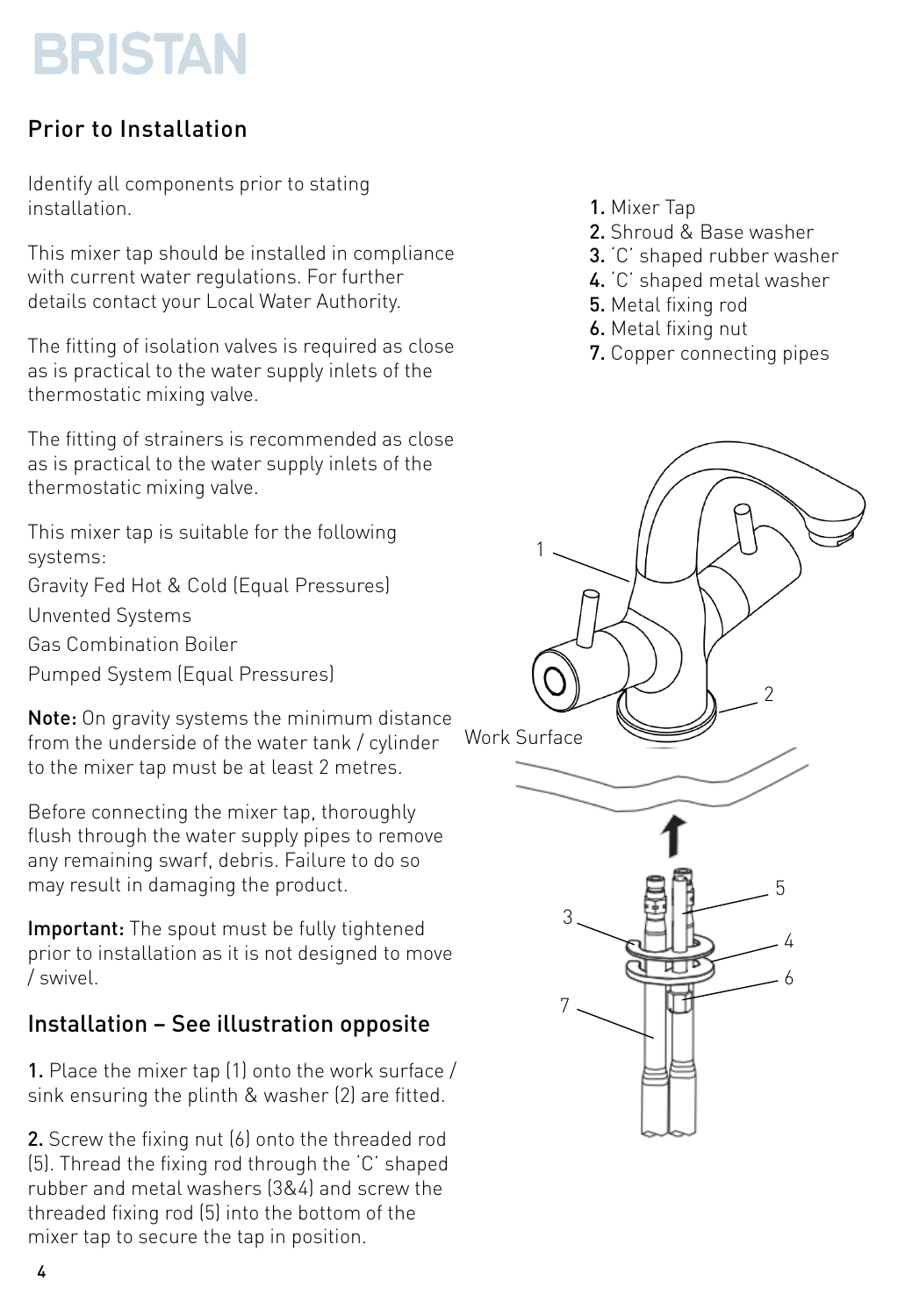## Prior to Installation

Identify all components prior to stating installation.

This mixer tap should be installed in compliance with current water regulations. For further details contact your Local Water Authority.

The fitting of isolation valves is required as close as is practical to the water supply inlets of the thermostatic mixing valve.

The fitting of strainers is recommended as close as is practical to the water supply inlets of the thermostatic mixing valve.

This mixer tap is suitable for the following systems:

Gravity Fed Hot & Cold (Equal Pressures)

Unvented Systems

Gas Combination Boiler

Pumped System (Equal Pressures)

**Note:** On gravity systems the minimum distance from the underside of the water tank / cylinder to the mixer tap must be at least 2 metres.

Before connecting the mixer tap, thoroughly flush through the water supply pipes to remove any remaining swarf, debris. Failure to do so may result in damaging the product.

**Important:** The spout must be fully tightened prior to installation as it is not designed to move / swivel.

1. Mixer Tap
2. Shroud & Base washer
3. 'C' shaped rubber washer
4. 'C' shaped metal washer
5. Metal fixing rod
6. Metal fixing nut
7. Copper connecting pipes

## Installation – See illustration opposite

**1.** Place the mixer tap (1) onto the work surface / sink ensuring the plinth & washer (2) are fitted.

**2.** Screw the fixing nut (6) onto the threaded rod (5). Thread the fixing rod through the 'C' shaped rubber and metal washers (3&4) and screw the threaded fixing rod (5) into the bottom of the mixer tap to secure the tap in position.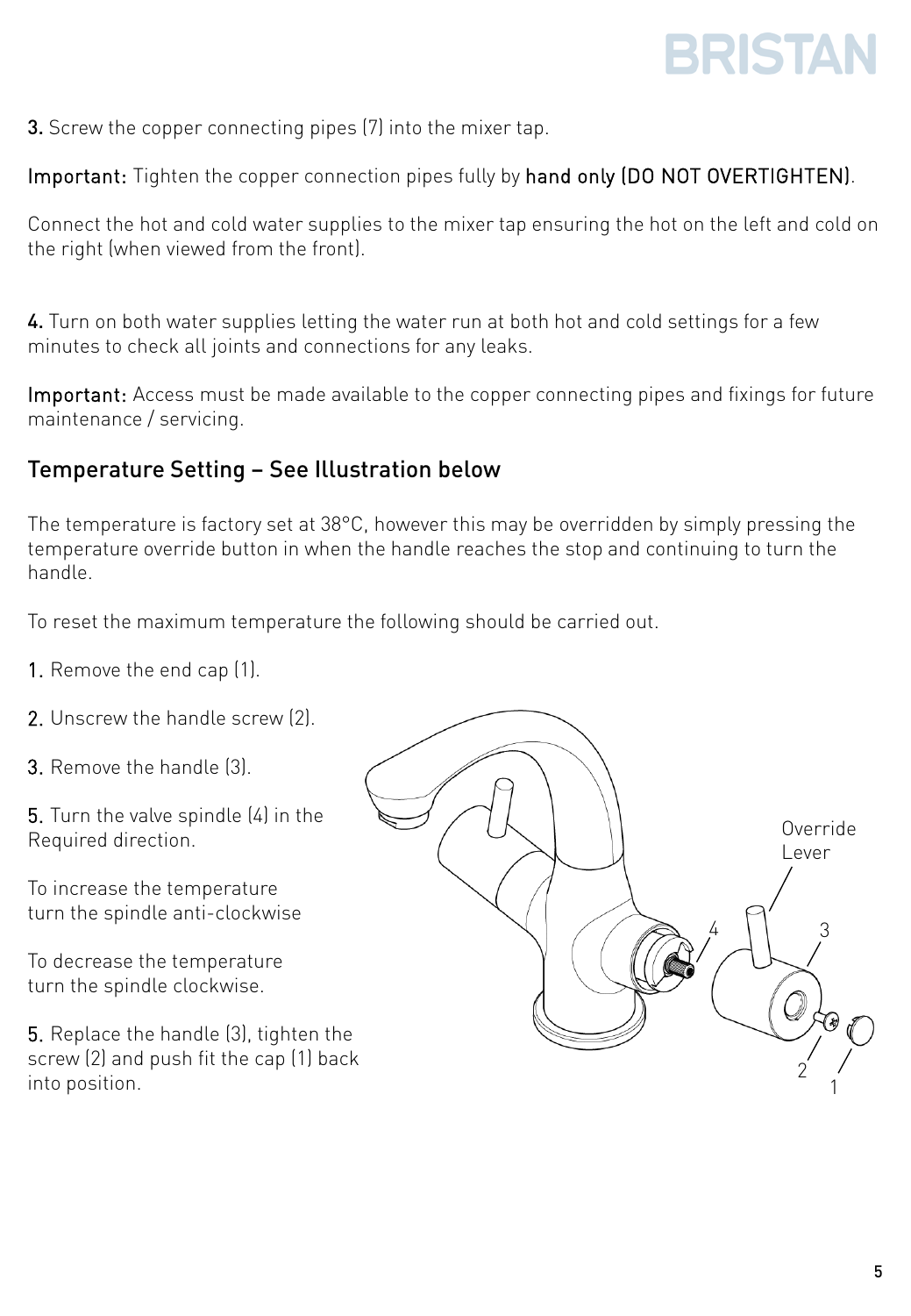**3.** Screw the copper connecting pipes (7) into the mixer tap.

**Important:** Tighten the copper connection pipes fully by **hand only (DO NOT OVERTIGHTEN)**.

Connect the hot and cold water supplies to the mixer tap ensuring the hot on the left and cold on the right (when viewed from the front).

**4.** Turn on both water supplies letting the water run at both hot and cold settings for a few minutes to check all joints and connections for any leaks.

**Important:** Access must be made available to the copper connecting pipes and fixings for future maintenance / servicing.

## Temperature Setting – See Illustration below

The temperature is factory set at 38°C, however this may be overridden by simply pressing the temperature override button in when the handle reaches the stop and continuing to turn the handle.

To reset the maximum temperature the following should be carried out.

**1.** Remove the end cap (1).

**2.** Unscrew the handle screw (2).

**3.** Remove the handle (3).

**5.** Turn the valve spindle (4) in the Required direction.

To increase the temperature turn the spindle anti-clockwise

To decrease the temperature turn the spindle clockwise.

**5.** Replace the handle (3), tighten the screw (2) and push fit the cap (1) back into position.

Override Lever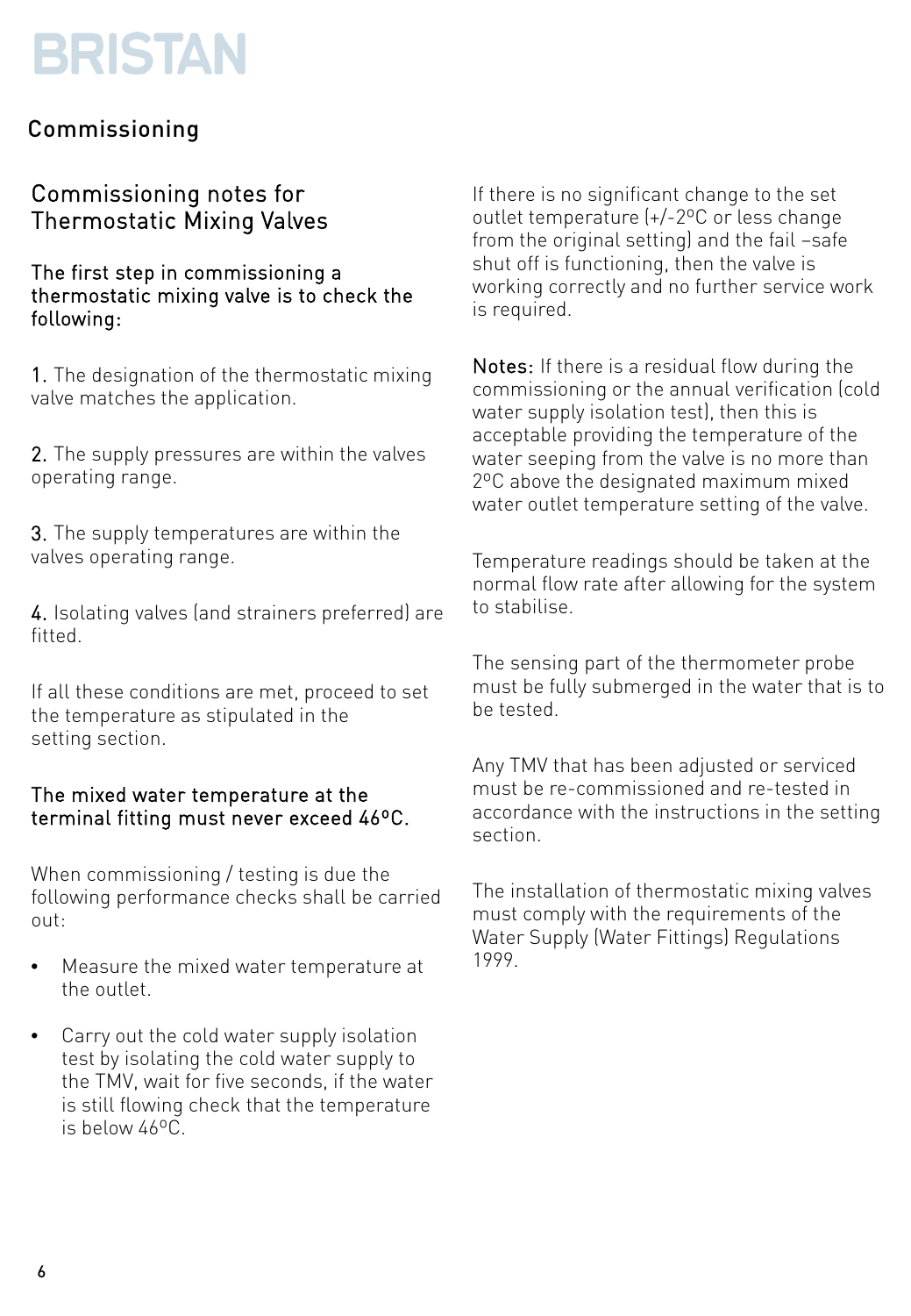## Commissioning

### Commissioning notes for Thermostatic Mixing Valves

**The first step in commissioning a thermostatic mixing valve is to check the following:**

**1.** The designation of the thermostatic mixing valve matches the application.

**2.** The supply pressures are within the valves operating range.

**3.** The supply temperatures are within the valves operating range.

**4.** Isolating valves (and strainers preferred) are fitted.

If all these conditions are met, proceed to set the temperature as stipulated in the setting section.

**The mixed water temperature at the terminal fitting must never exceed 46ºC.**

When commissioning / testing is due the following performance checks shall be carried out:

- Measure the mixed water temperature at the outlet.
- Carry out the cold water supply isolation test by isolating the cold water supply to the TMV, wait for five seconds, if the water is still flowing check that the temperature is below 46ºC.

If there is no significant change to the set outlet temperature (+/-2ºC or less change from the original setting) and the fail –safe shut off is functioning, then the valve is working correctly and no further service work is required.

**Notes:** If there is a residual flow during the commissioning or the annual verification (cold water supply isolation test), then this is acceptable providing the temperature of the water seeping from the valve is no more than 2ºC above the designated maximum mixed water outlet temperature setting of the valve.

Temperature readings should be taken at the normal flow rate after allowing for the system to stabilise.

The sensing part of the thermometer probe must be fully submerged in the water that is to be tested.

Any TMV that has been adjusted or serviced must be re-commissioned and re-tested in accordance with the instructions in the setting section.

The installation of thermostatic mixing valves must comply with the requirements of the Water Supply (Water Fittings) Regulations 1999.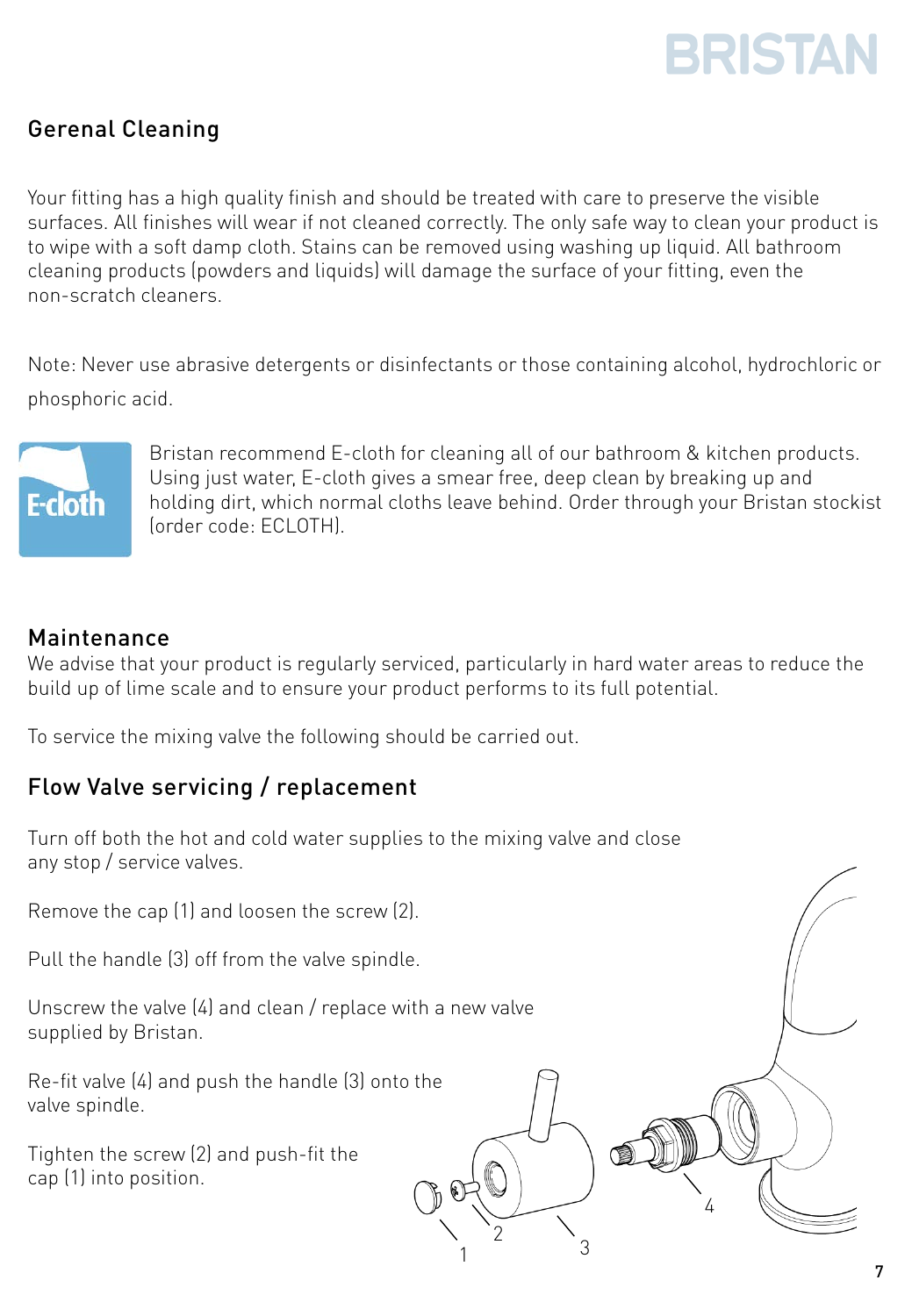## Gerenal Cleaning

Your fitting has a high quality finish and should be treated with care to preserve the visible surfaces. All finishes will wear if not cleaned correctly. The only safe way to clean your product is to wipe with a soft damp cloth. Stains can be removed using washing up liquid. All bathroom cleaning products (powders and liquids) will damage the surface of your fitting, even the non-scratch cleaners.

Note: Never use abrasive detergents or disinfectants or those containing alcohol, hydrochloric or phosphoric acid.

Bristan recommend E-cloth for cleaning all of our bathroom & kitchen products. Using just water, E-cloth gives a smear free, deep clean by breaking up and holding dirt, which normal cloths leave behind. Order through your Bristan stockist (order code: ECLOTH).

## Maintenance

We advise that your product is regularly serviced, particularly in hard water areas to reduce the build up of lime scale and to ensure your product performs to its full potential.

To service the mixing valve the following should be carried out.

## Flow Valve servicing / replacement

Turn off both the hot and cold water supplies to the mixing valve and close any stop / service valves.

Remove the cap (1) and loosen the screw (2).

Pull the handle (3) off from the valve spindle.

Unscrew the valve (4) and clean / replace with a new valve supplied by Bristan.

Re-fit valve (4) and push the handle (3) onto the valve spindle.

Tighten the screw (2) and push-fit the cap (1) into position.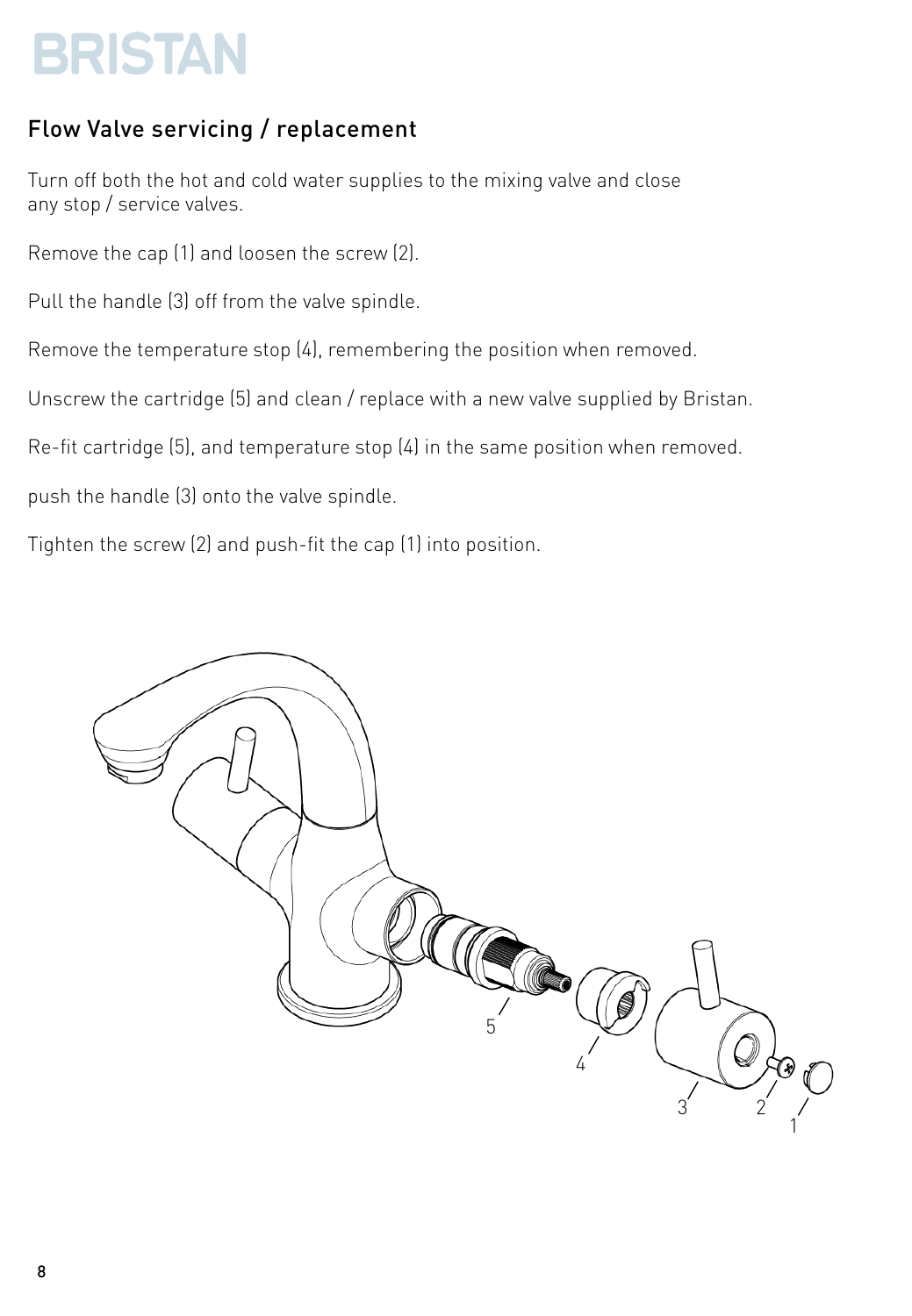BRISTAN

## Flow Valve servicing / replacement

Turn off both the hot and cold water supplies to the mixing valve and close any stop / service valves.

Remove the cap (1) and loosen the screw (2).

Pull the handle (3) off from the valve spindle.

Remove the temperature stop (4), remembering the position when removed.

Unscrew the cartridge (5) and clean / replace with a new valve supplied by Bristan.

Re-fit cartridge (5), and temperature stop (4) in the same position when removed.

push the handle (3) onto the valve spindle.

Tighten the screw (2) and push-fit the cap (1) into position.

5

4

3

2

1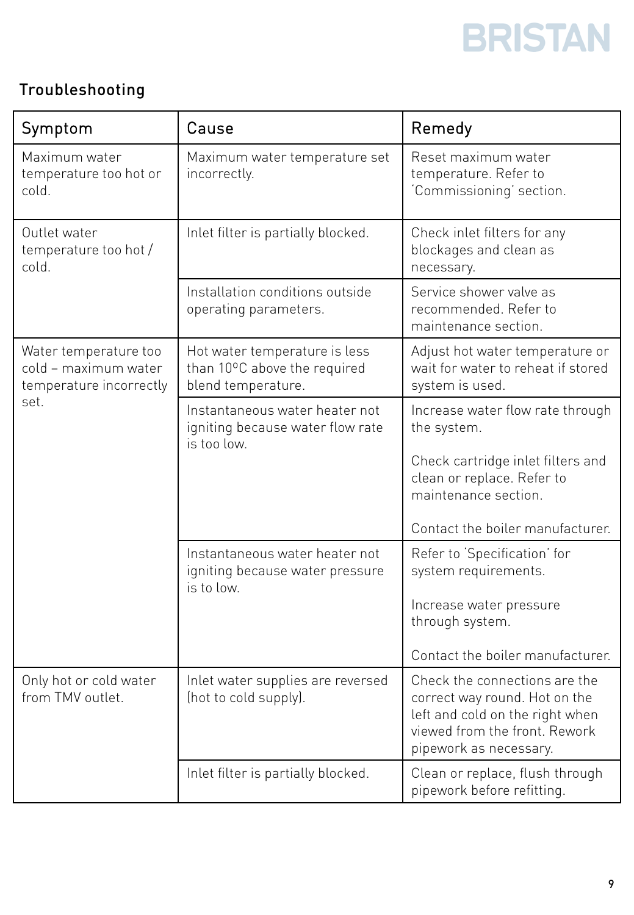## Troubleshooting

| Symptom | Cause | Remedy |
|---|---|---|
| Maximum water temperature too hot or cold. | Maximum water temperature set incorrectly. | Reset maximum water temperature. Refer to 'Commissioning' section. |
| Outlet water temperature too hot / cold. | Inlet filter is partially blocked. | Check inlet filters for any blockages and clean as necessary. |
| | Installation conditions outside operating parameters. | Service shower valve as recommended. Refer to maintenance section. |
| Water temperature too cold – maximum water temperature incorrectly set. | Hot water temperature is less than 10ºC above the required blend temperature. | Adjust hot water temperature or wait for water to reheat if stored system is used. |
| | Instantaneous water heater not igniting because water flow rate is too low. | Increase water flow rate through the system.<br><br>Check cartridge inlet filters and clean or replace. Refer to maintenance section.<br><br>Contact the boiler manufacturer. |
| | Instantaneous water heater not igniting because water pressure is to low. | Refer to 'Specification' for system requirements.<br><br>Increase water pressure through system.<br><br>Contact the boiler manufacturer. |
| Only hot or cold water from TMV outlet. | Inlet water supplies are reversed (hot to cold supply). | Check the connections are the correct way round. Hot on the left and cold on the right when viewed from the front. Rework pipework as necessary. |
| | Inlet filter is partially blocked. | Clean or replace, flush through pipework before refitting. |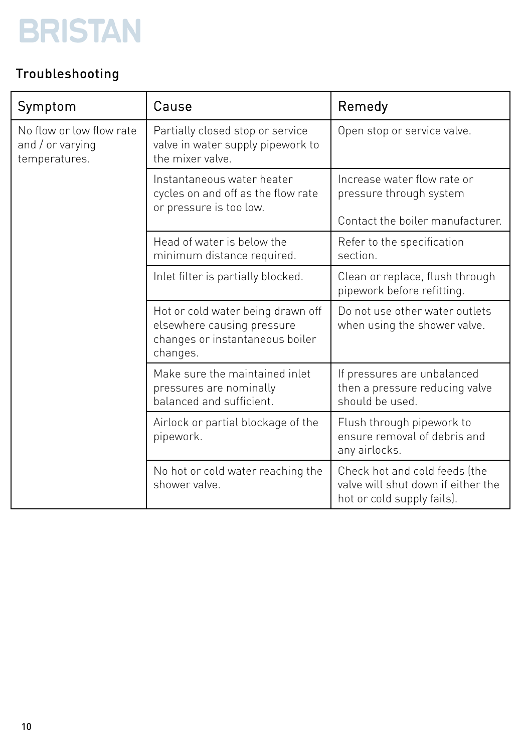## Troubleshooting

| Symptom | Cause | Remedy |
|---|---|---|
| No flow or low flow rate and / or varying temperatures. | Partially closed stop or service valve in water supply pipework to the mixer valve. | Open stop or service valve. |
| | Instantaneous water heater cycles on and off as the flow rate or pressure is too low. | Increase water flow rate or pressure through system<br><br>Contact the boiler manufacturer. |
| | Head of water is below the minimum distance required. | Refer to the specification section. |
| | Inlet filter is partially blocked. | Clean or replace, flush through pipework before refitting. |
| | Hot or cold water being drawn off elsewhere causing pressure changes or instantaneous boiler changes. | Do not use other water outlets when using the shower valve. |
| | Make sure the maintained inlet pressures are nominally balanced and sufficient. | If pressures are unbalanced then a pressure reducing valve should be used. |
| | Airlock or partial blockage of the pipework. | Flush through pipework to ensure removal of debris and any airlocks. |
| | No hot or cold water reaching the shower valve. | Check hot and cold feeds (the valve will shut down if either the hot or cold supply fails). |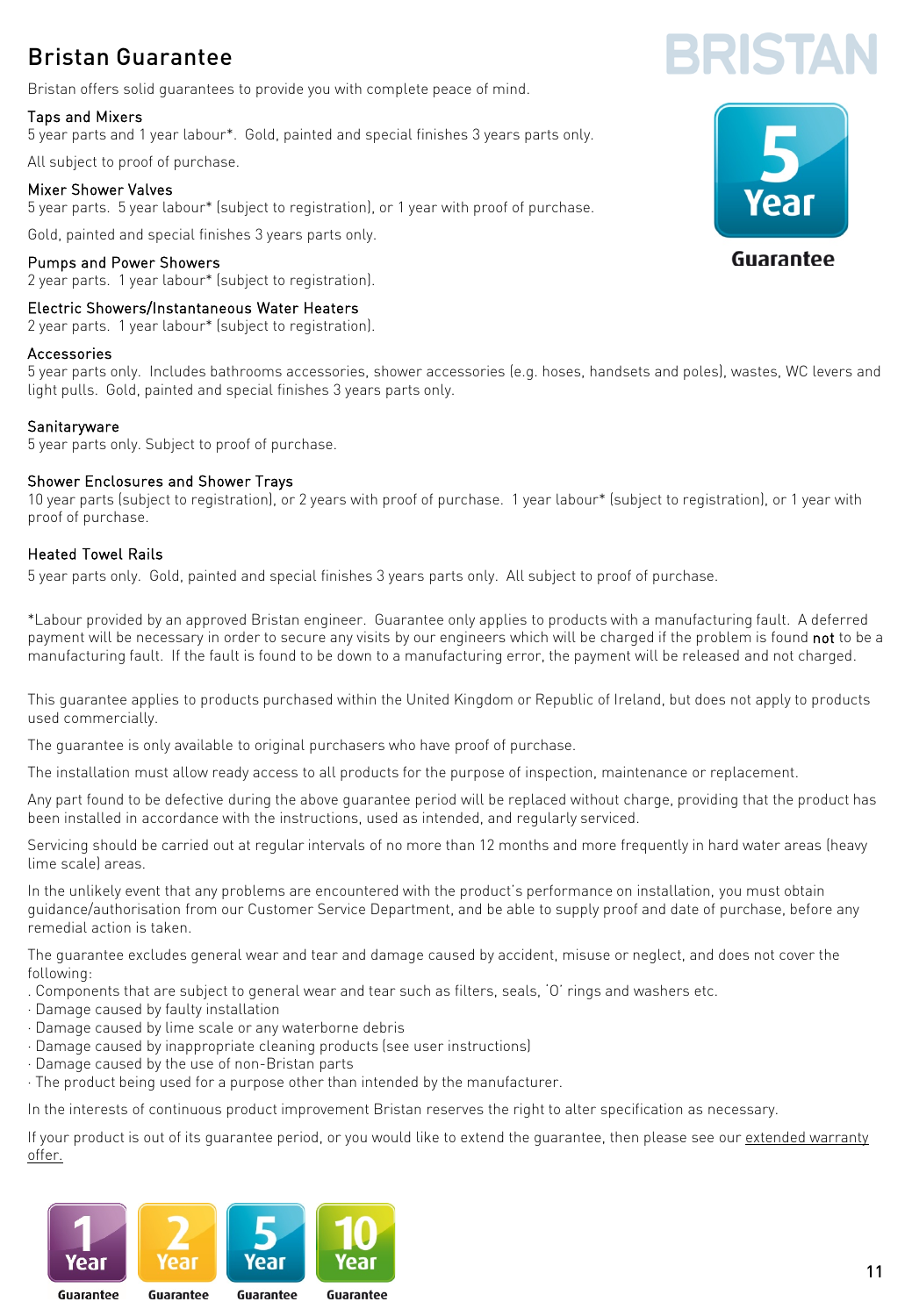# Bristan Guarantee

Bristan offers solid guarantees to provide you with complete peace of mind.

### Taps and Mixers

5 year parts and 1 year labour*. Gold, painted and special finishes 3 years parts only.

All subject to proof of purchase.

### Mixer Shower Valves

5 year parts. 5 year labour* (subject to registration), or 1 year with proof of purchase.

Gold, painted and special finishes 3 years parts only.

### Pumps and Power Showers

2 year parts. 1 year labour* (subject to registration).

### Electric Showers/Instantaneous Water Heaters

2 year parts. 1 year labour* (subject to registration).

### Accessories

5 year parts only. Includes bathrooms accessories, shower accessories (e.g. hoses, handsets and poles), wastes, WC levers and light pulls. Gold, painted and special finishes 3 years parts only.

### Sanitaryware

5 year parts only. Subject to proof of purchase.

### Shower Enclosures and Shower Trays

10 year parts (subject to registration), or 2 years with proof of purchase. 1 year labour* (subject to registration), or 1 year with proof of purchase.

### Heated Towel Rails

5 year parts only. Gold, painted and special finishes 3 years parts only. All subject to proof of purchase.

*Labour provided by an approved Bristan engineer. Guarantee only applies to products with a manufacturing fault. A deferred payment will be necessary in order to secure any visits by our engineers which will be charged if the problem is found **not** to be a manufacturing fault. If the fault is found to be down to a manufacturing error, the payment will be released and not charged.

This guarantee applies to products purchased within the United Kingdom or Republic of Ireland, but does not apply to products used commercially.

The guarantee is only available to original purchasers who have proof of purchase.

The installation must allow ready access to all products for the purpose of inspection, maintenance or replacement.

Any part found to be defective during the above guarantee period will be replaced without charge, providing that the product has been installed in accordance with the instructions, used as intended, and regularly serviced.

Servicing should be carried out at regular intervals of no more than 12 months and more frequently in hard water areas (heavy lime scale) areas.

In the unlikely event that any problems are encountered with the product's performance on installation, you must obtain guidance/authorisation from our Customer Service Department, and be able to supply proof and date of purchase, before any remedial action is taken.

The guarantee excludes general wear and tear and damage caused by accident, misuse or neglect, and does not cover the following:

- Components that are subject to general wear and tear such as filters, seals, 'O' rings and washers etc.
- Damage caused by faulty installation
- Damage caused by lime scale or any waterborne debris
- Damage caused by inappropriate cleaning products (see user instructions)
- Damage caused by the use of non-Bristan parts
- The product being used for a purpose other than intended by the manufacturer.

In the interests of continuous product improvement Bristan reserves the right to alter specification as necessary.

If your product is out of its guarantee period, or you would like to extend the guarantee, then please see our extended warranty offer.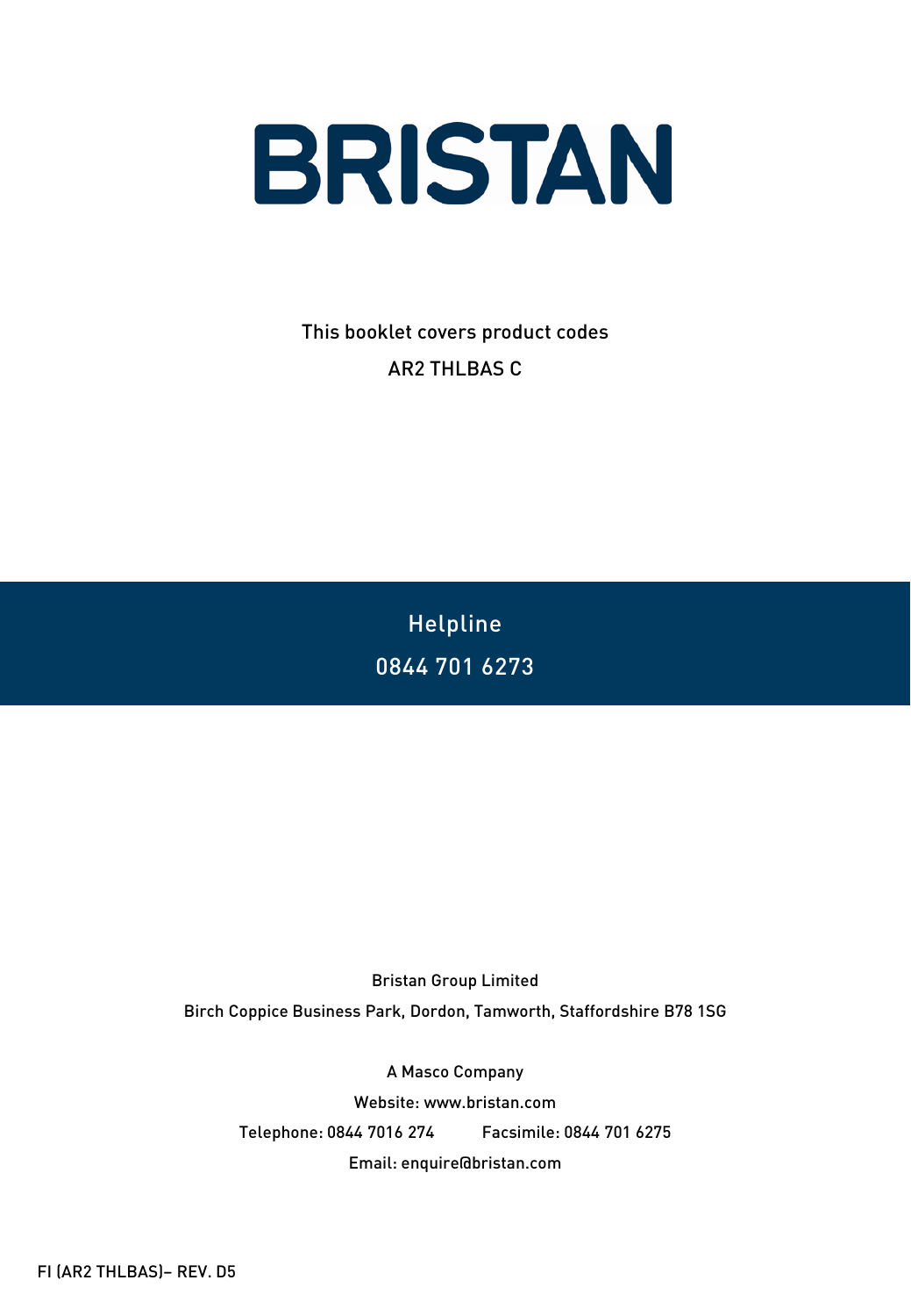# BRISTAN

This booklet covers product codes

AR2 THLBAS C

**Helpline**

**0844 701 6273**

Bristan Group Limited

Birch Coppice Business Park, Dordon, Tamworth, Staffordshire B78 1SG

A Masco Company

Website: www.bristan.com

Telephone: 0844 7016 274 Facsimile: 0844 701 6275

Email: enquire@bristan.com

FI (AR2 THLBAS)– REV. D5